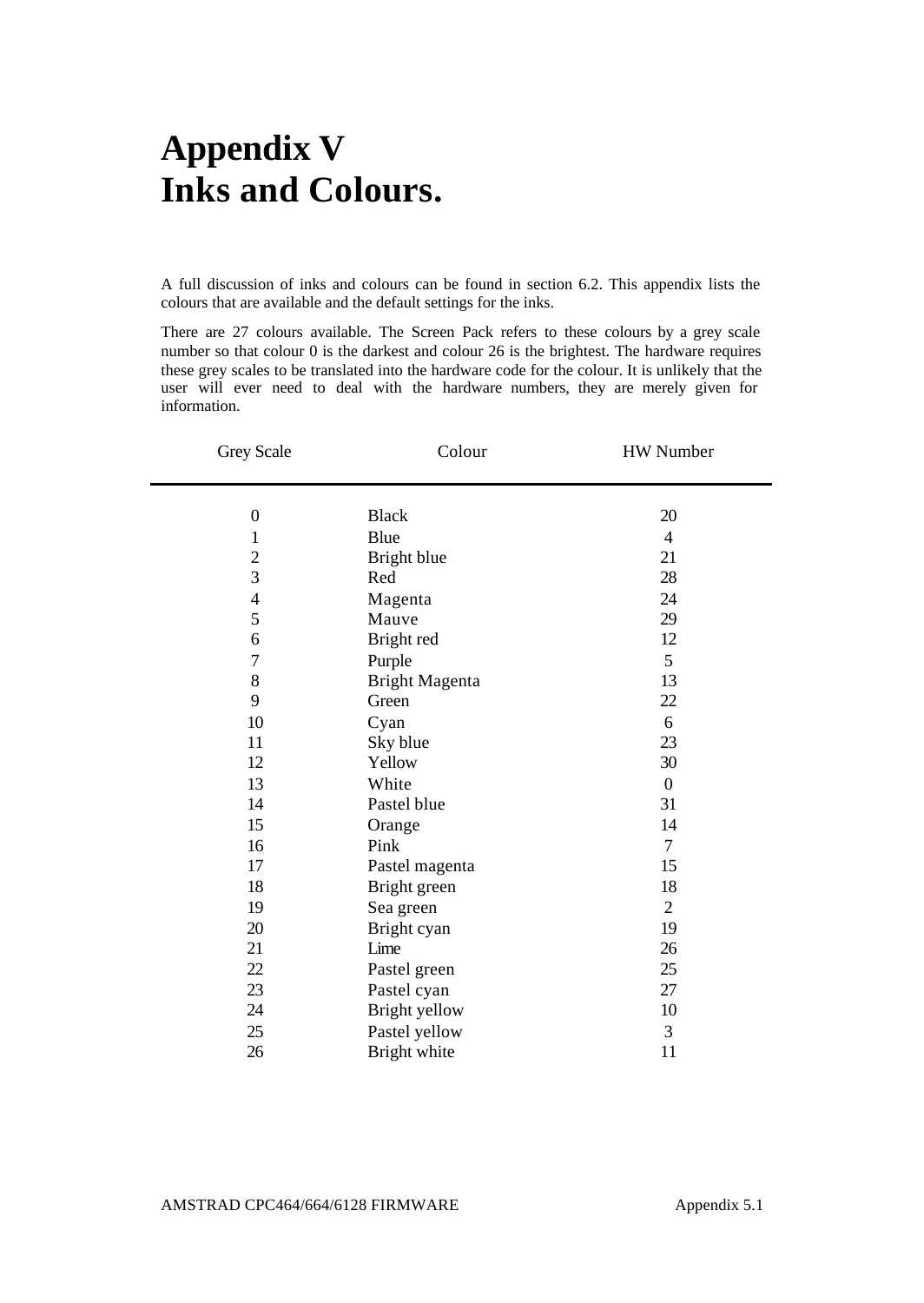# Appendix V
# Inks and Colours.

A full discussion of inks and colours can be found in section 6.2. This appendix lists the colours that are available and the default settings for the inks.

There are 27 colours available. The Screen Pack refers to these colours by a grey scale number so that colour 0 is the darkest and colour 26 is the brightest. The hardware requires these grey scales to be translated into the hardware code for the colour. It is unlikely that the user will ever need to deal with the hardware numbers, they are merely given for information.

| Grey Scale | Colour | HW Number |
|---|---|---|
| 0 | Black | 20 |
| 1 | Blue | 4 |
| 2 | Bright blue | 21 |
| 3 | Red | 28 |
| 4 | Magenta | 24 |
| 5 | Mauve | 29 |
| 6 | Bright red | 12 |
| 7 | Purple | 5 |
| 8 | Bright Magenta | 13 |
| 9 | Green | 22 |
| 10 | Cyan | 6 |
| 11 | Sky blue | 23 |
| 12 | Yellow | 30 |
| 13 | White | 0 |
| 14 | Pastel blue | 31 |
| 15 | Orange | 14 |
| 16 | Pink | 7 |
| 17 | Pastel magenta | 15 |
| 18 | Bright green | 18 |
| 19 | Sea green | 2 |
| 20 | Bright cyan | 19 |
| 21 | Lime | 26 |
| 22 | Pastel green | 25 |
| 23 | Pastel cyan | 27 |
| 24 | Bright yellow | 10 |
| 25 | Pastel yellow | 3 |
| 26 | Bright white | 11 |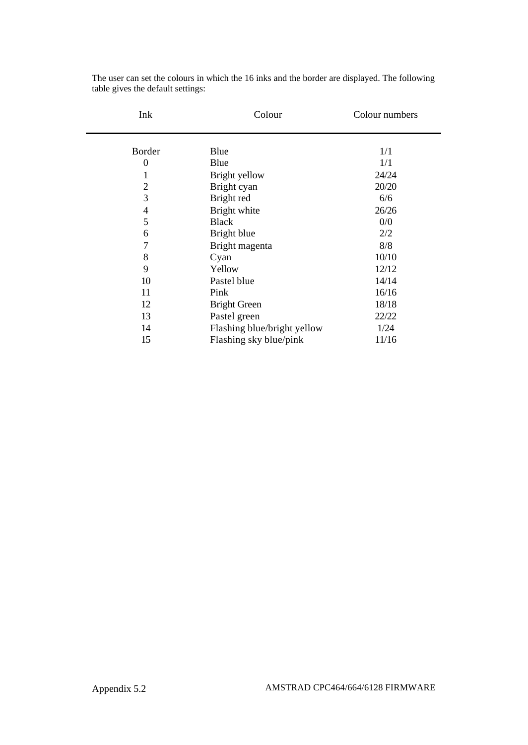The user can set the colours in which the 16 inks and the border are displayed. The following table gives the default settings:

| Ink | Colour | Colour numbers |
|---|---|---|
| Border | Blue | 1/1 |
| 0 | Blue | 1/1 |
| 1 | Bright yellow | 24/24 |
| 2 | Bright cyan | 20/20 |
| 3 | Bright red | 6/6 |
| 4 | Bright white | 26/26 |
| 5 | Black | 0/0 |
| 6 | Bright blue | 2/2 |
| 7 | Bright magenta | 8/8 |
| 8 | Cyan | 10/10 |
| 9 | Yellow | 12/12 |
| 10 | Pastel blue | 14/14 |
| 11 | Pink | 16/16 |
| 12 | Bright Green | 18/18 |
| 13 | Pastel green | 22/22 |
| 14 | Flashing blue/bright yellow | 1/24 |
| 15 | Flashing sky blue/pink | 11/16 |